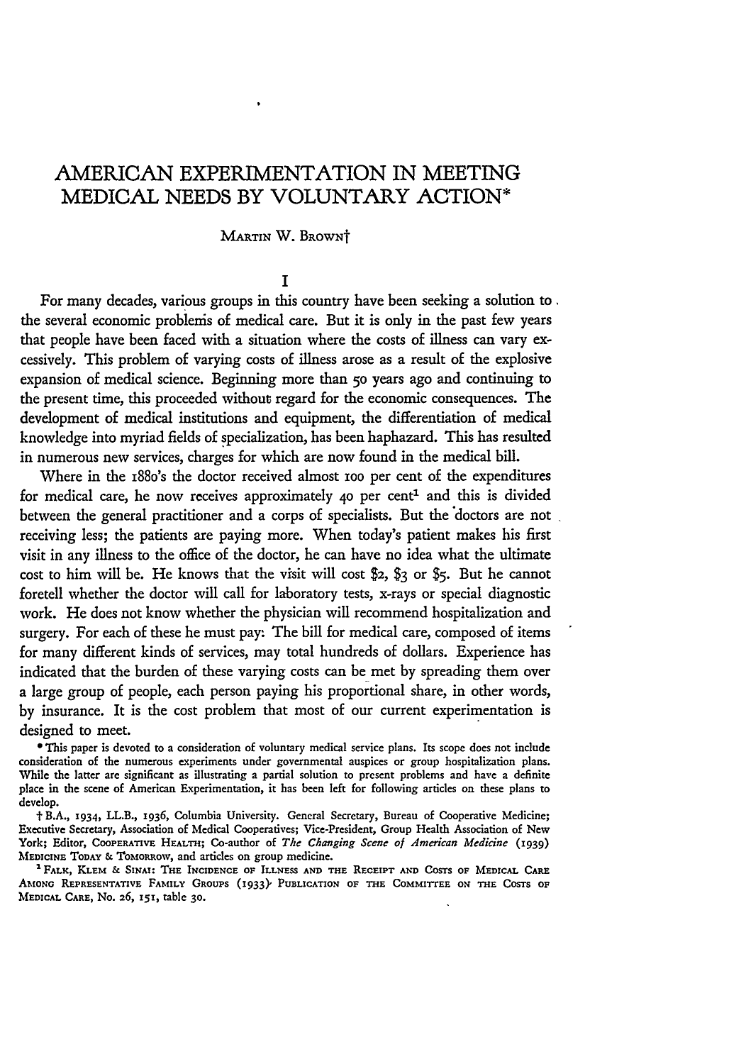# AMERICAN EXPERIMENTATION IN MEETING MEDICAL NEEDS BY VOLUNTARY ACTION*

MARTIN W. BROWN†

## I

For many decades, various groups in this country have been seeking a solution to the several economic problems of medical care. But it is only in the past few years that people have been faced with a situation where the costs of illness can vary excessively. This problem of varying costs of illness arose as a result of the explosive expansion of medical science. Beginning more than 50 years ago and continuing to the present time, this proceeded without regard for the economic consequences. The development of medical institutions and equipment, the differentiation of medical knowledge into myriad fields of specialization, has been haphazard. This has resulted in numerous new services, charges for which are now found in the medical bill.

Where in the 1880's the doctor received almost 100 per cent of the expenditures for medical care, he now receives approximately 40 per cent[1] and this is divided between the general practitioner and a corps of specialists. But the doctors are not receiving less; the patients are paying more. When today's patient makes his first visit in any illness to the office of the doctor, he can have no idea what the ultimate cost to him will be. He knows that the visit will cost $2, $3 or $5. But he cannot foretell whether the doctor will call for laboratory tests, x-rays or special diagnostic work. He does not know whether the physician will recommend hospitalization and surgery. For each of these he must pay. The bill for medical care, composed of items for many different kinds of services, may total hundreds of dollars. Experience has indicated that the burden of these varying costs can be met by spreading them over a large group of people, each person paying his proportional share, in other words, by insurance. It is the cost problem that most of our current experimentation is designed to meet.

* This paper is devoted to a consideration of voluntary medical service plans. Its scope does not include consideration of the numerous experiments under governmental auspices or group hospitalization plans. While the latter are significant as illustrating a partial solution to present problems and have a definite place in the scene of American Experimentation, it has been left for following articles on these plans to develop.

† B.A., 1934, LL.B., 1936, Columbia University. General Secretary, Bureau of Cooperative Medicine; Executive Secretary, Association of Medical Cooperatives; Vice-President, Group Health Association of New York; Editor, COOPERATIVE HEALTH; Co-author of *The Changing Scene of American Medicine* (1939) MEDICINE TODAY & TOMORROW, and articles on group medicine.

[1] FALK, KLEM & SINAI: THE INCIDENCE OF ILLNESS AND THE RECEIPT AND COSTS OF MEDICAL CARE AMONG REPRESENTATIVE FAMILY GROUPS (1933) PUBLICATION OF THE COMMITTEE ON THE COSTS OF MEDICAL CARE, No. 26, 151, table 30.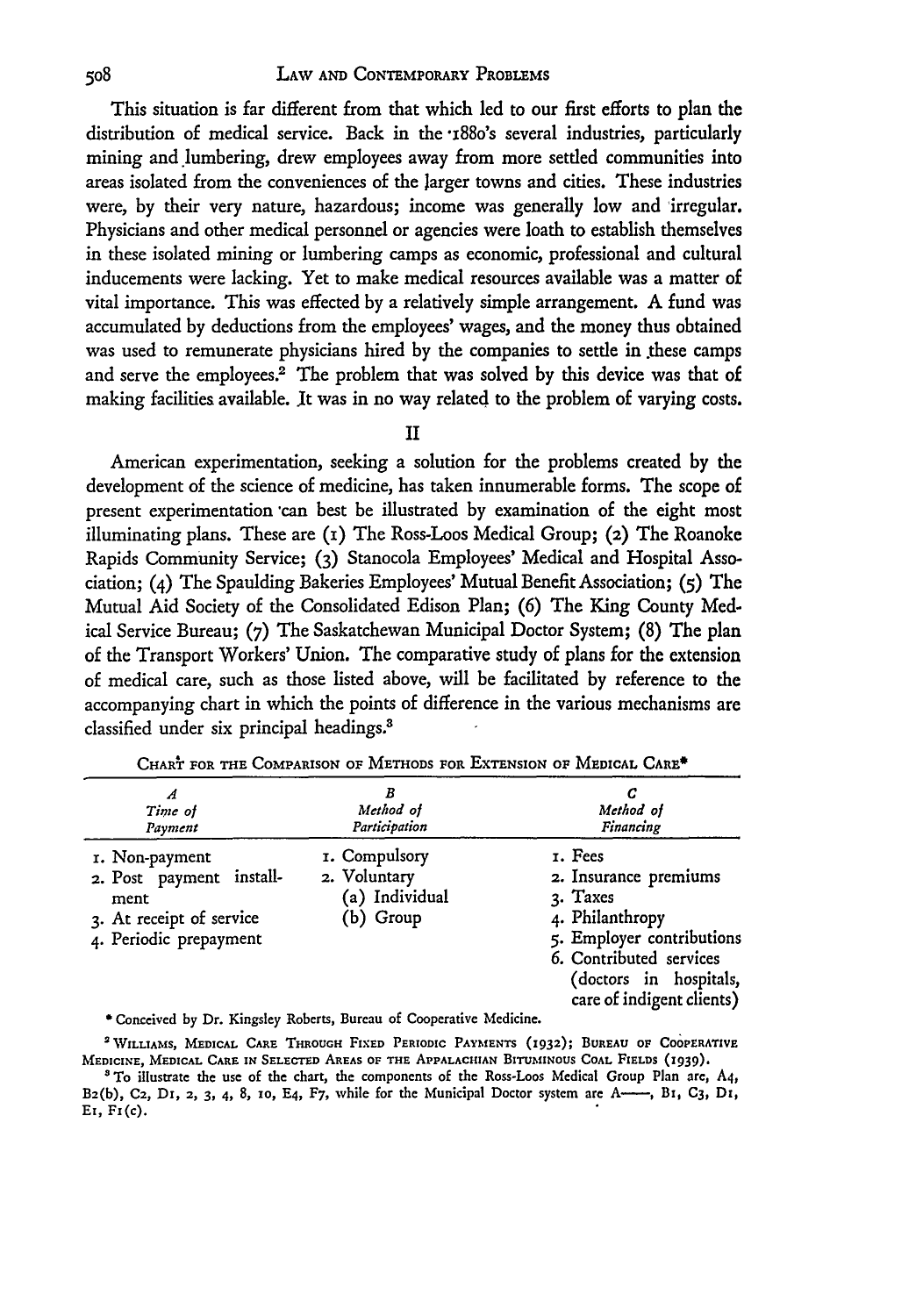This situation is far different from that which led to our first efforts to plan the distribution of medical service. Back in the 1880's several industries, particularly mining and lumbering, drew employees away from more settled communities into areas isolated from the conveniences of the larger towns and cities. These industries were, by their very nature, hazardous; income was generally low and irregular. Physicians and other medical personnel or agencies were loath to establish themselves in these isolated mining or lumbering camps as economic, professional and cultural inducements were lacking. Yet to make medical resources available was a matter of vital importance. This was effected by a relatively simple arrangement. A fund was accumulated by deductions from the employees' wages, and the money thus obtained was used to remunerate physicians hired by the companies to settle in these camps and serve the employees.[2] The problem that was solved by this device was that of making facilities available. It was in no way related to the problem of varying costs.

## II

American experimentation, seeking a solution for the problems created by the development of the science of medicine, has taken innumerable forms. The scope of present experimentation can best be illustrated by examination of the eight most illuminating plans. These are (1) The Ross-Loos Medical Group; (2) The Roanoke Rapids Community Service; (3) Stanocola Employees' Medical and Hospital Association; (4) The Spaulding Bakeries Employees' Mutual Benefit Association; (5) The Mutual Aid Society of the Consolidated Edison Plan; (6) The King County Medical Service Bureau; (7) The Saskatchewan Municipal Doctor System; (8) The plan of the Transport Workers' Union. The comparative study of plans for the extension of medical care, such as those listed above, will be facilitated by reference to the accompanying chart in which the points of difference in the various mechanisms are classified under six principal headings.[3]

CHART FOR THE COMPARISON OF METHODS FOR EXTENSION OF MEDICAL CARE*

| *A* *Time of Payment* | *B* *Method of Participation* | *C* *Method of Financing* |
|---|---|---|
| 1. Non-payment | 1. Compulsory | 1. Fees |
| 2. Post payment installment | 2. Voluntary | 2. Insurance premiums |
| 3. At receipt of service | (a) Individual | 3. Taxes |
| 4. Periodic prepayment | (b) Group | 4. Philanthropy |
| | | 5. Employer contributions |
| | | 6. Contributed services (doctors in hospitals, care of indigent clients) |

\* Conceived by Dr. Kingsley Roberts, Bureau of Cooperative Medicine.

[2] WILLIAMS, MEDICAL CARE THROUGH FIXED PERIODIC PAYMENTS (1932); BUREAU OF COOPERATIVE MEDICINE, MEDICAL CARE IN SELECTED AREAS OF THE APPALACHIAN BITUMINOUS COAL FIELDS (1939).

[3] To illustrate the use of the chart, the components of the Ross-Loos Medical Group Plan are, A4, B2(b), C2, D1, 2, 3, 4, 8, 10, E4, F7, while for the Municipal Doctor system are A——, B1, C3, D1, E1, F1(c).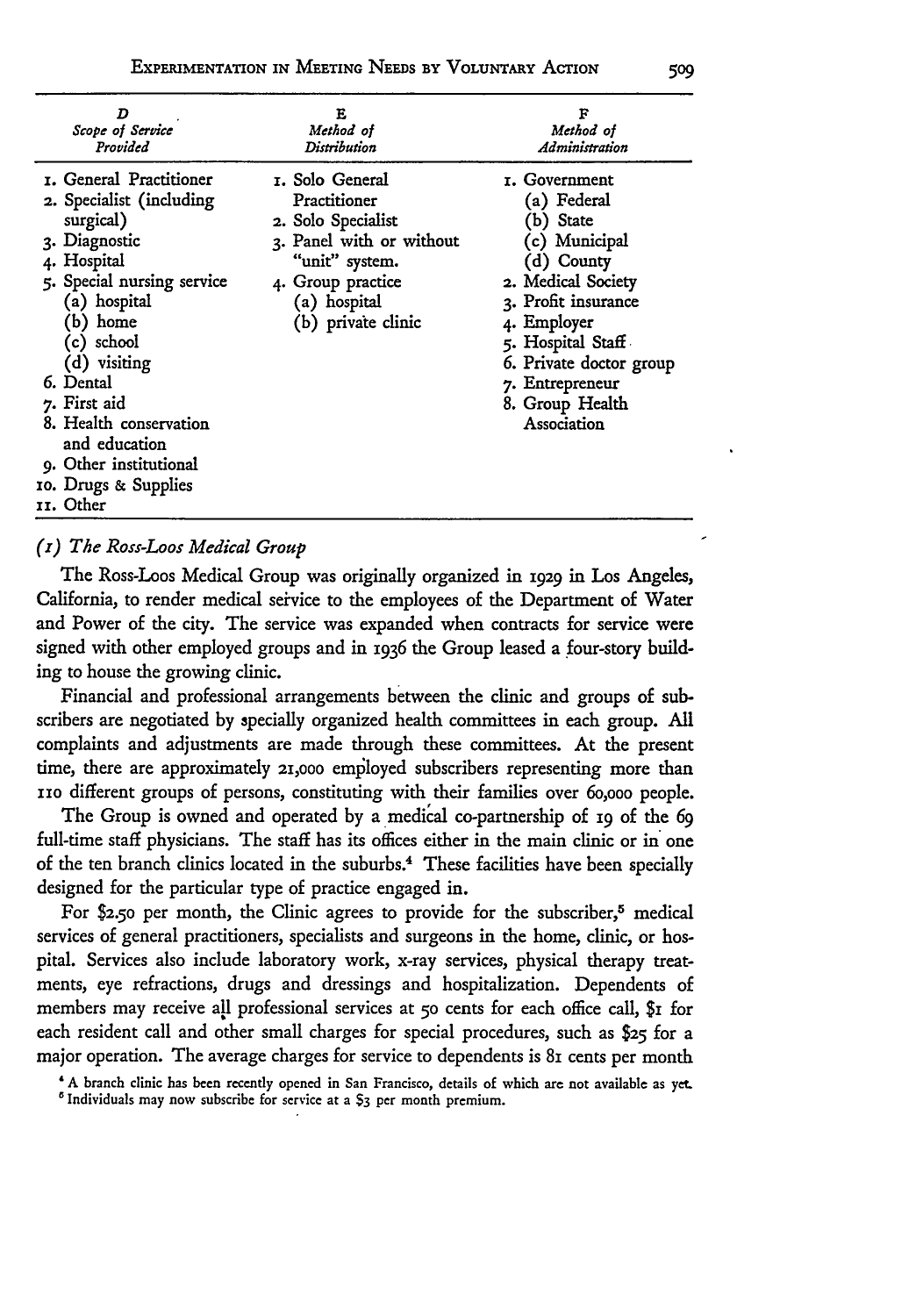| D<br>*Scope of Service Provided* | E<br>*Method of Distribution* | F<br>*Method of Administration* |
|---|---|---|
| 1. General Practitioner | 1. Solo General Practitioner | 1. Government |
| 2. Specialist (including surgical) | 2. Solo Specialist | (a) Federal |
| 3. Diagnostic | 3. Panel with or without "unit" system. | (b) State |
| 4. Hospital | 4. Group practice | (c) Municipal |
| 5. Special nursing service | (a) hospital | (d) County |
| (a) hospital | (b) private clinic | 2. Medical Society |
| (b) home | | 3. Profit insurance |
| (c) school | | 4. Employer |
| (d) visiting | | 5. Hospital Staff |
| 6. Dental | | 6. Private doctor group |
| 7. First aid | | 7. Entrepreneur |
| 8. Health conservation and education | | 8. Group Health Association |
| 9. Other institutional | | |
| 10. Drugs & Supplies | | |
| 11. Other | | |

### *(1) The Ross-Loos Medical Group*

The Ross-Loos Medical Group was originally organized in 1929 in Los Angeles, California, to render medical service to the employees of the Department of Water and Power of the city. The service was expanded when contracts for service were signed with other employed groups and in 1936 the Group leased a four-story building to house the growing clinic.

Financial and professional arrangements between the clinic and groups of subscribers are negotiated by specially organized health committees in each group. All complaints and adjustments are made through these committees. At the present time, there are approximately 21,000 employed subscribers representing more than 110 different groups of persons, constituting with their families over 60,000 people.

The Group is owned and operated by a medical co-partnership of 19 of the 69 full-time staff physicians. The staff has its offices either in the main clinic or in one of the ten branch clinics located in the suburbs.[4] These facilities have been specially designed for the particular type of practice engaged in.

For $2.50 per month, the Clinic agrees to provide for the subscriber,[5] medical services of general practitioners, specialists and surgeons in the home, clinic, or hospital. Services also include laboratory work, x-ray services, physical therapy treatments, eye refractions, drugs and dressings and hospitalization. Dependents of members may receive all professional services at 50 cents for each office call, $1 for each resident call and other small charges for special procedures, such as $25 for a major operation. The average charges for service to dependents is 81 cents per month

[4] A branch clinic has been recently opened in San Francisco, details of which are not available as yet.

[5] Individuals may now subscribe for service at a $3 per month premium.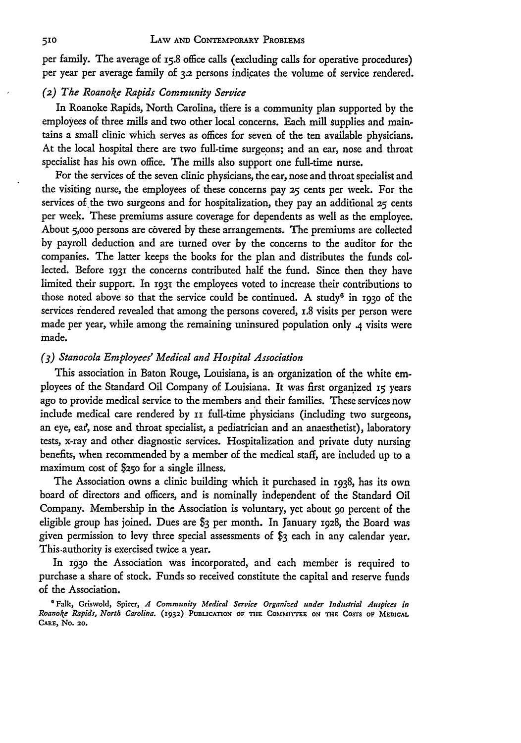per family. The average of 15.8 office calls (excluding calls for operative procedures) per year per average family of 3.2 persons indicates the volume of service rendered.

### *(2) The Roanoke Rapids Community Service*

In Roanoke Rapids, North Carolina, there is a community plan supported by the employees of three mills and two other local concerns. Each mill supplies and maintains a small clinic which serves as offices for seven of the ten available physicians. At the local hospital there are two full-time surgeons; and an ear, nose and throat specialist has his own office. The mills also support one full-time nurse.

For the services of the seven clinic physicians, the ear, nose and throat specialist and the visiting nurse, the employees of these concerns pay 25 cents per week. For the services of the two surgeons and for hospitalization, they pay an additional 25 cents per week. These premiums assure coverage for dependents as well as the employee. About 5,000 persons are covered by these arrangements. The premiums are collected by payroll deduction and are turned over by the concerns to the auditor for the companies. The latter keeps the books for the plan and distributes the funds collected. Before 1931 the concerns contributed half the fund. Since then they have limited their support. In 1931 the employees voted to increase their contributions to those noted above so that the service could be continued. A study[6] in 1930 of the services rendered revealed that among the persons covered, 1.8 visits per person were made per year, while among the remaining uninsured population only .4 visits were made.

### *(3) Stanocola Employees' Medical and Hospital Association*

This association in Baton Rouge, Louisiana, is an organization of the white employees of the Standard Oil Company of Louisiana. It was first organized 15 years ago to provide medical service to the members and their families. These services now include medical care rendered by 11 full-time physicians (including two surgeons, an eye, ear, nose and throat specialist, a pediatrician and an anaesthetist), laboratory tests, x-ray and other diagnostic services. Hospitalization and private duty nursing benefits, when recommended by a member of the medical staff, are included up to a maximum cost of $250 for a single illness.

The Association owns a clinic building which it purchased in 1938, has its own board of directors and officers, and is nominally independent of the Standard Oil Company. Membership in the Association is voluntary, yet about 90 percent of the eligible group has joined. Dues are $3 per month. In January 1928, the Board was given permission to levy three special assessments of $3 each in any calendar year. This authority is exercised twice a year.

In 1930 the Association was incorporated, and each member is required to purchase a share of stock. Funds so received constitute the capital and reserve funds of the Association.

[6] Falk, Griswold, Spicer, *A Community Medical Service Organized under Industrial Auspices in Roanoke Rapids, North Carolina.* (1932) PUBLICATION OF THE COMMITTEE ON THE COSTS OF MEDICAL CARE, No. 20.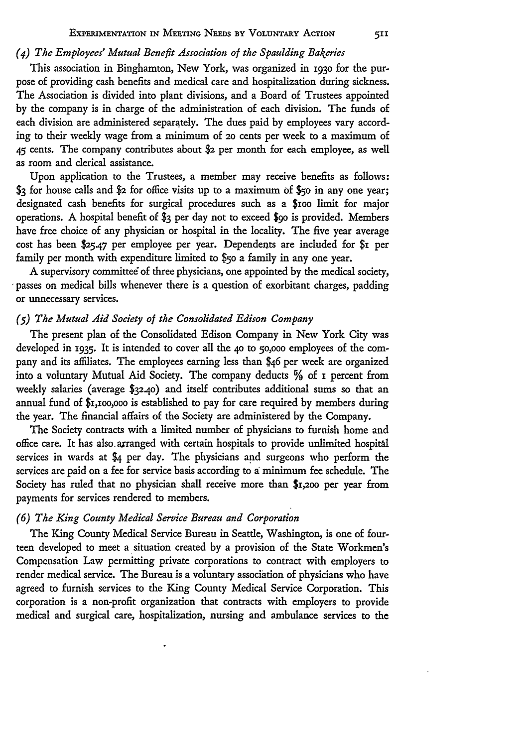### *(4) The Employees' Mutual Benefit Association of the Spaulding Bakeries*

This association in Binghamton, New York, was organized in 1930 for the purpose of providing cash benefits and medical care and hospitalization during sickness. The Association is divided into plant divisions, and a Board of Trustees appointed by the company is in charge of the administration of each division. The funds of each division are administered separately. The dues paid by employees vary according to their weekly wage from a minimum of 20 cents per week to a maximum of 45 cents. The company contributes about $2 per month for each employee, as well as room and clerical assistance.

Upon application to the Trustees, a member may receive benefits as follows: $3 for house calls and $2 for office visits up to a maximum of $50 in any one year; designated cash benefits for surgical procedures such as a $100 limit for major operations. A hospital benefit of $3 per day not to exceed $90 is provided. Members have free choice of any physician or hospital in the locality. The five year average cost has been $25.47 per employee per year. Dependents are included for $1 per family per month with expenditure limited to $50 a family in any one year.

A supervisory committee of three physicians, one appointed by the medical society, passes on medical bills whenever there is a question of exorbitant charges, padding or unnecessary services.

### *(5) The Mutual Aid Society of the Consolidated Edison Company*

The present plan of the Consolidated Edison Company in New York City was developed in 1935. It is intended to cover all the 40 to 50,000 employees of the company and its affiliates. The employees earning less than $46 per week are organized into a voluntary Mutual Aid Society. The company deducts ⅝ of 1 percent from weekly salaries (average $32.40) and itself contributes additional sums so that an annual fund of $1,100,000 is established to pay for care required by members during the year. The financial affairs of the Society are administered by the Company.

The Society contracts with a limited number of physicians to furnish home and office care. It has also arranged with certain hospitals to provide unlimited hospital services in wards at $4 per day. The physicians and surgeons who perform the services are paid on a fee for service basis according to a minimum fee schedule. The Society has ruled that no physician shall receive more than $1,200 per year from payments for services rendered to members.

### *(6) The King County Medical Service Bureau and Corporation*

The King County Medical Service Bureau in Seattle, Washington, is one of fourteen developed to meet a situation created by a provision of the State Workmen's Compensation Law permitting private corporations to contract with employers to render medical service. The Bureau is a voluntary association of physicians who have agreed to furnish services to the King County Medical Service Corporation. This corporation is a non-profit organization that contracts with employers to provide medical and surgical care, hospitalization, nursing and ambulance services to the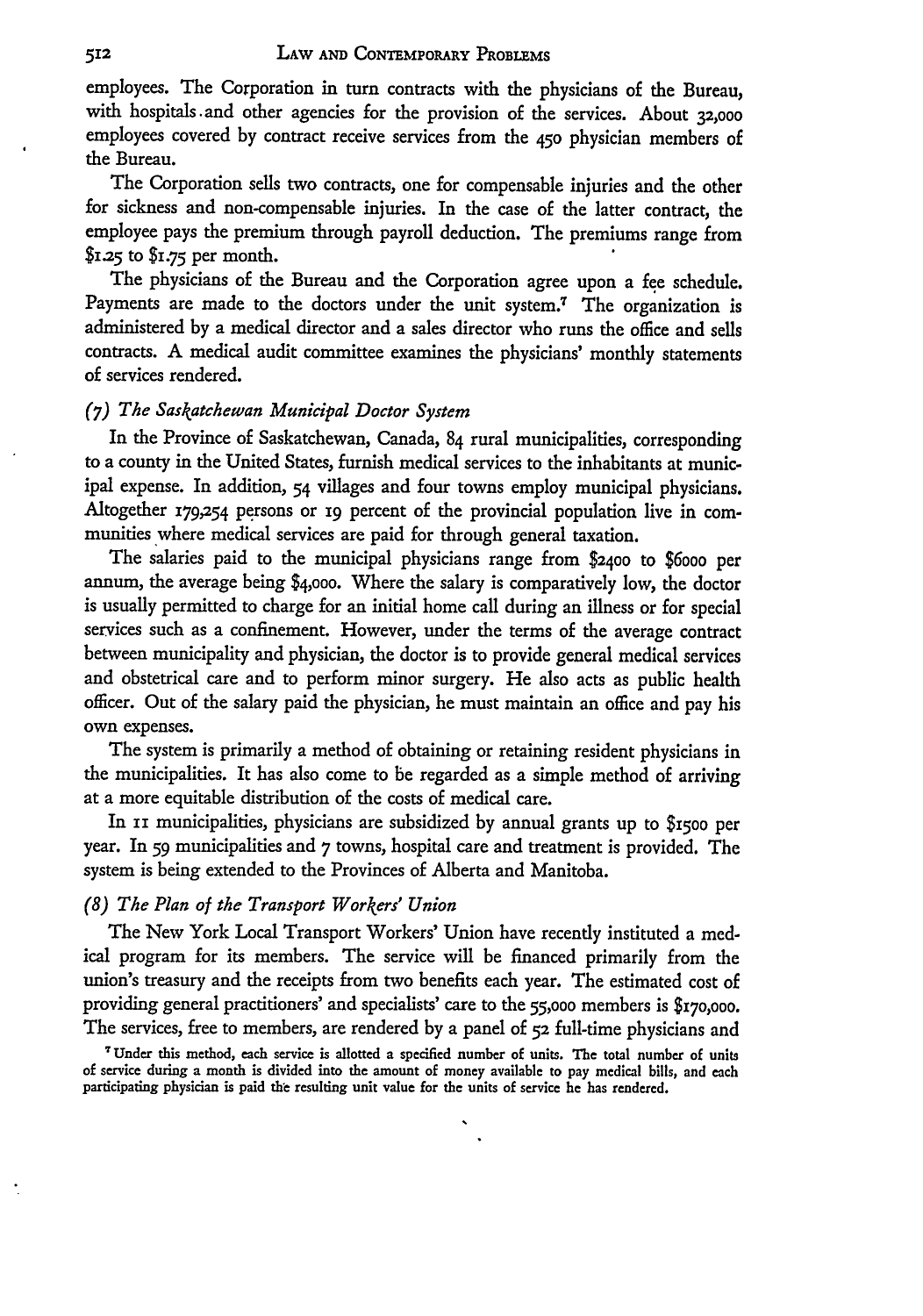employees. The Corporation in turn contracts with the physicians of the Bureau, with hospitals and other agencies for the provision of the services. About 32,000 employees covered by contract receive services from the 450 physician members of the Bureau.

The Corporation sells two contracts, one for compensable injuries and the other for sickness and non-compensable injuries. In the case of the latter contract, the employee pays the premium through payroll deduction. The premiums range from $1.25 to $1.75 per month.

The physicians of the Bureau and the Corporation agree upon a fee schedule. Payments are made to the doctors under the unit system.[7] The organization is administered by a medical director and a sales director who runs the office and sells contracts. A medical audit committee examines the physicians' monthly statements of services rendered.

### *(7) The Saskatchewan Municipal Doctor System*

In the Province of Saskatchewan, Canada, 84 rural municipalities, corresponding to a county in the United States, furnish medical services to the inhabitants at municipal expense. In addition, 54 villages and four towns employ municipal physicians. Altogether 179,254 persons or 19 percent of the provincial population live in communities where medical services are paid for through general taxation.

The salaries paid to the municipal physicians range from $2400 to $6000 per annum, the average being $4,000. Where the salary is comparatively low, the doctor is usually permitted to charge for an initial home call during an illness or for special services such as a confinement. However, under the terms of the average contract between municipality and physician, the doctor is to provide general medical services and obstetrical care and to perform minor surgery. He also acts as public health officer. Out of the salary paid the physician, he must maintain an office and pay his own expenses.

The system is primarily a method of obtaining or retaining resident physicians in the municipalities. It has also come to be regarded as a simple method of arriving at a more equitable distribution of the costs of medical care.

In 11 municipalities, physicians are subsidized by annual grants up to $1500 per year. In 59 municipalities and 7 towns, hospital care and treatment is provided. The system is being extended to the Provinces of Alberta and Manitoba.

### *(8) The Plan of the Transport Workers' Union*

The New York Local Transport Workers' Union have recently instituted a medical program for its members. The service will be financed primarily from the union's treasury and the receipts from two benefits each year. The estimated cost of providing general practitioners' and specialists' care to the 55,000 members is $170,000. The services, free to members, are rendered by a panel of 52 full-time physicians and

[7] Under this method, each service is allotted a specified number of units. The total number of units of service during a month is divided into the amount of money available to pay medical bills, and each participating physician is paid the resulting unit value for the units of service he has rendered.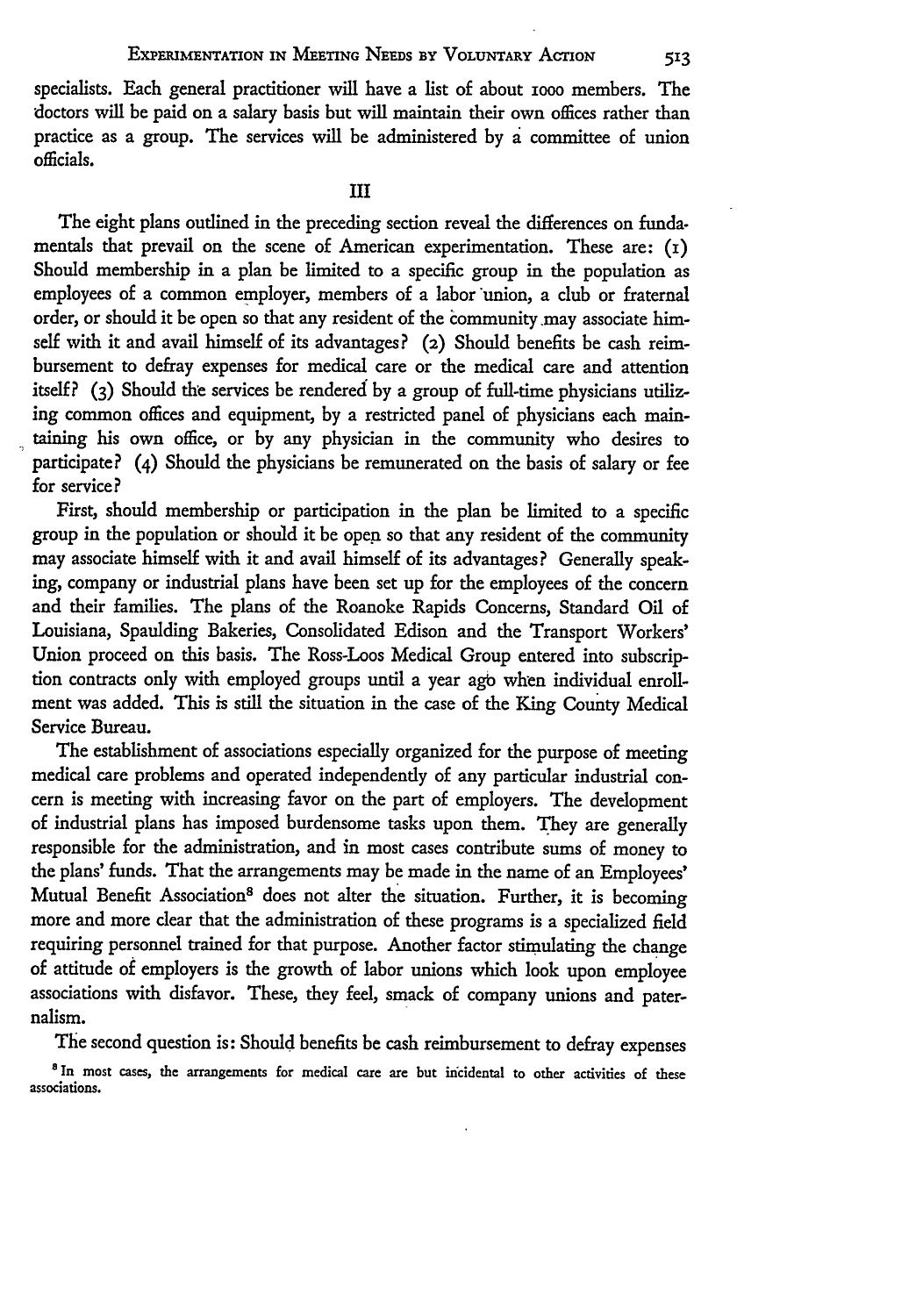specialists. Each general practitioner will have a list of about 1000 members. The doctors will be paid on a salary basis but will maintain their own offices rather than practice as a group. The services will be administered by a committee of union officials.

## III

The eight plans outlined in the preceding section reveal the differences on fundamentals that prevail on the scene of American experimentation. These are: (1) Should membership in a plan be limited to a specific group in the population as employees of a common employer, members of a labor union, a club or fraternal order, or should it be open so that any resident of the community may associate himself with it and avail himself of its advantages? (2) Should benefits be cash reimbursement to defray expenses for medical care or the medical care and attention itself? (3) Should the services be rendered by a group of full-time physicians utilizing common offices and equipment, by a restricted panel of physicians each maintaining his own office, or by any physician in the community who desires to participate? (4) Should the physicians be remunerated on the basis of salary or fee for service?

First, should membership or participation in the plan be limited to a specific group in the population or should it be open so that any resident of the community may associate himself with it and avail himself of its advantages? Generally speaking, company or industrial plans have been set up for the employees of the concern and their families. The plans of the Roanoke Rapids Concerns, Standard Oil of Louisiana, Spaulding Bakeries, Consolidated Edison and the Transport Workers' Union proceed on this basis. The Ross-Loos Medical Group entered into subscription contracts only with employed groups until a year ago when individual enrollment was added. This is still the situation in the case of the King County Medical Service Bureau.

The establishment of associations especially organized for the purpose of meeting medical care problems and operated independently of any particular industrial concern is meeting with increasing favor on the part of employers. The development of industrial plans has imposed burdensome tasks upon them. They are generally responsible for the administration, and in most cases contribute sums of money to the plans' funds. That the arrangements may be made in the name of an Employees' Mutual Benefit Association[8] does not alter the situation. Further, it is becoming more and more clear that the administration of these programs is a specialized field requiring personnel trained for that purpose. Another factor stimulating the change of attitude of employers is the growth of labor unions which look upon employee associations with disfavor. These, they feel, smack of company unions and paternalism.

The second question is: Should benefits be cash reimbursement to defray expenses

[8] In most cases, the arrangements for medical care are but incidental to other activities of these associations.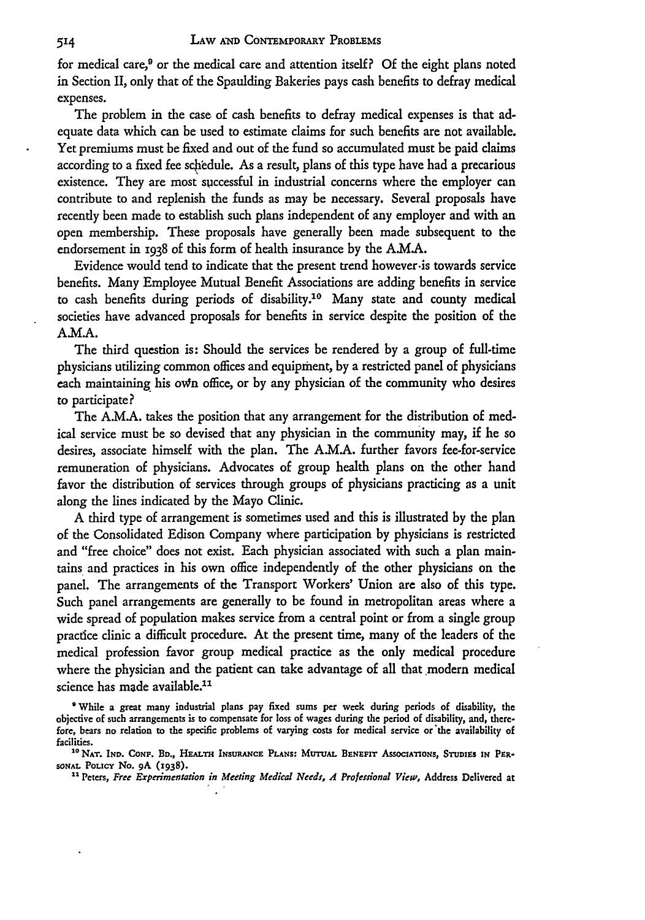for medical care,[9] or the medical care and attention itself? Of the eight plans noted in Section II, only that of the Spaulding Bakeries pays cash benefits to defray medical expenses.

The problem in the case of cash benefits to defray medical expenses is that adequate data which can be used to estimate claims for such benefits are not available. Yet premiums must be fixed and out of the fund so accumulated must be paid claims according to a fixed fee schedule. As a result, plans of this type have had a precarious existence. They are most successful in industrial concerns where the employer can contribute to and replenish the funds as may be necessary. Several proposals have recently been made to establish such plans independent of any employer and with an open membership. These proposals have generally been made subsequent to the endorsement in 1938 of this form of health insurance by the A.M.A.

Evidence would tend to indicate that the present trend however is towards service benefits. Many Employee Mutual Benefit Associations are adding benefits in service to cash benefits during periods of disability.[10] Many state and county medical societies have advanced proposals for benefits in service despite the position of the A.M.A.

The third question is: Should the services be rendered by a group of full-time physicians utilizing common offices and equipment, by a restricted panel of physicians each maintaining his own office, or by any physician of the community who desires to participate?

The A.M.A. takes the position that any arrangement for the distribution of medical service must be so devised that any physician in the community may, if he so desires, associate himself with the plan. The A.M.A. further favors fee-for-service remuneration of physicians. Advocates of group health plans on the other hand favor the distribution of services through groups of physicians practicing as a unit along the lines indicated by the Mayo Clinic.

A third type of arrangement is sometimes used and this is illustrated by the plan of the Consolidated Edison Company where participation by physicians is restricted and "free choice" does not exist. Each physician associated with such a plan maintains and practices in his own office independently of the other physicians on the panel. The arrangements of the Transport Workers' Union are also of this type. Such panel arrangements are generally to be found in metropolitan areas where a wide spread of population makes service from a central point or from a single group practice clinic a difficult procedure. At the present time, many of the leaders of the medical profession favor group medical practice as the only medical procedure where the physician and the patient can take advantage of all that modern medical science has made available.[11]

[9] While a great many industrial plans pay fixed sums per week during periods of disability, the objective of such arrangements is to compensate for loss of wages during the period of disability, and, therefore, bears no relation to the specific problems of varying costs for medical service or the availability of facilities.

[10] NAT. IND. CONF. BD., HEALTH INSURANCE PLANS: MUTUAL BENEFIT ASSOCIATIONS, STUDIES IN PERSONAL POLICY No. 9A (1938).

[11] Peters, *Free Experimentation in Meeting Medical Needs, A Professional View*, Address Delivered at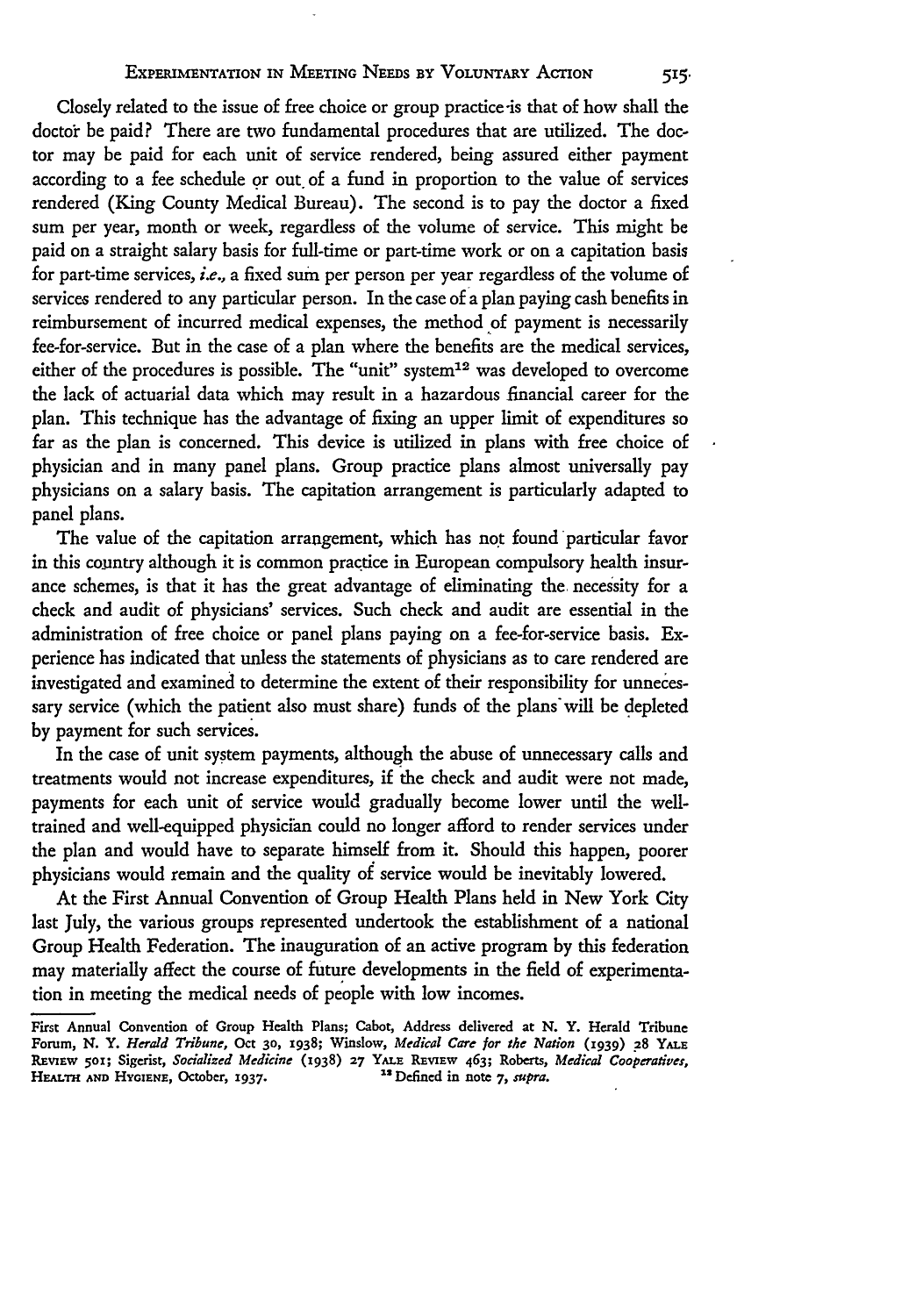Closely related to the issue of free choice or group practice is that of how shall the doctor be paid? There are two fundamental procedures that are utilized. The doctor may be paid for each unit of service rendered, being assured either payment according to a fee schedule or out of a fund in proportion to the value of services rendered (King County Medical Bureau). The second is to pay the doctor a fixed sum per year, month or week, regardless of the volume of service. This might be paid on a straight salary basis for full-time or part-time work or on a capitation basis for part-time services, *i.e.*, a fixed sum per person per year regardless of the volume of services rendered to any particular person. In the case of a plan paying cash benefits in reimbursement of incurred medical expenses, the method of payment is necessarily fee-for-service. But in the case of a plan where the benefits are the medical services, either of the procedures is possible. The "unit" system[12] was developed to overcome the lack of actuarial data which may result in a hazardous financial career for the plan. This technique has the advantage of fixing an upper limit of expenditures so far as the plan is concerned. This device is utilized in plans with free choice of physician and in many panel plans. Group practice plans almost universally pay physicians on a salary basis. The capitation arrangement is particularly adapted to panel plans.

The value of the capitation arrangement, which has not found particular favor in this country although it is common practice in European compulsory health insurance schemes, is that it has the great advantage of eliminating the necessity for a check and audit of physicians' services. Such check and audit are essential in the administration of free choice or panel plans paying on a fee-for-service basis. Experience has indicated that unless the statements of physicians as to care rendered are investigated and examined to determine the extent of their responsibility for unnecessary service (which the patient also must share) funds of the plans will be depleted by payment for such services.

In the case of unit system payments, although the abuse of unnecessary calls and treatments would not increase expenditures, if the check and audit were not made, payments for each unit of service would gradually become lower until the well-trained and well-equipped physician could no longer afford to render services under the plan and would have to separate himself from it. Should this happen, poorer physicians would remain and the quality of service would be inevitably lowered.

At the First Annual Convention of Group Health Plans held in New York City last July, the various groups represented undertook the establishment of a national Group Health Federation. The inauguration of an active program by this federation may materially affect the course of future developments in the field of experimentation in meeting the medical needs of people with low incomes.

---

First Annual Convention of Group Health Plans; Cabot, Address delivered at N. Y. Herald Tribune Forum, N. Y. *Herald Tribune*, Oct 30, 1938; Winslow, *Medical Care for the Nation* (1939) 28 YALE REVIEW 501; Sigerist, *Socialized Medicine* (1938) 27 YALE REVIEW 463; Roberts, *Medical Cooperatives*, HEALTH AND HYGIENE, October, 1937.

[12] Defined in note 7, *supra*.